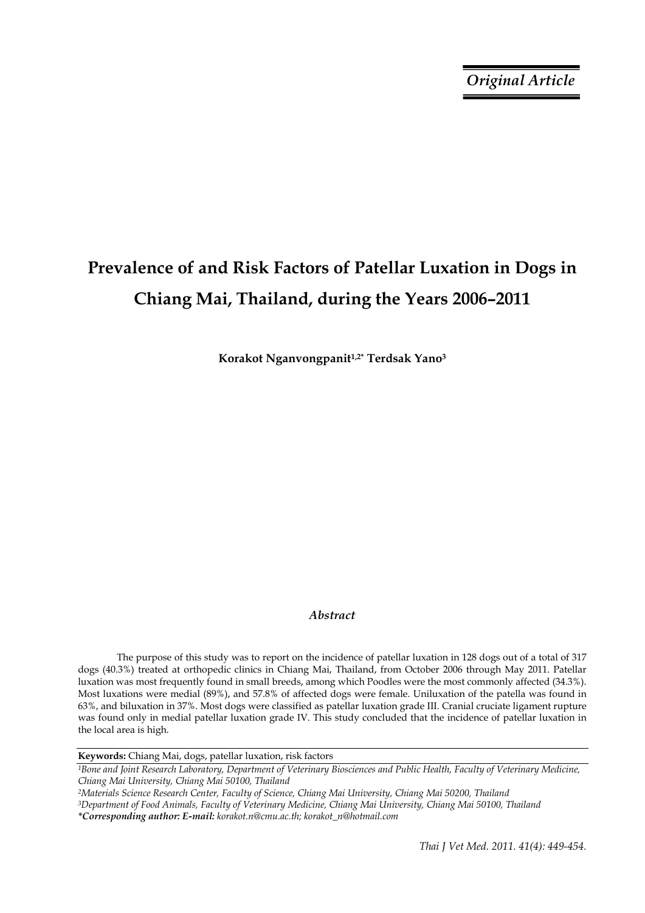*Original Article*

# Prevalence of and Risk Factors of Patellar Luxation in Dogs in Chiang Mai, Thailand, during the Years 2006–2011

**Korakot Nganvongpanit[1,2*] Terdsak Yano[3]**

## *Abstract*

The purpose of this study was to report on the incidence of patellar luxation in 128 dogs out of a total of 317 dogs (40.3%) treated at orthopedic clinics in Chiang Mai, Thailand, from October 2006 through May 2011. Patellar luxation was most frequently found in small breeds, among which Poodles were the most commonly affected (34.3%). Most luxations were medial (89%), and 57.8% of affected dogs were female. Uniluxation of the patella was found in 63%, and biluxation in 37%. Most dogs were classified as patellar luxation grade III. Cranial cruciate ligament rupture was found only in medial patellar luxation grade IV. This study concluded that the incidence of patellar luxation in the local area is high.

**Keywords:** Chiang Mai, dogs, patellar luxation, risk factors

*[1]Bone and Joint Research Laboratory, Department of Veterinary Biosciences and Public Health, Faculty of Veterinary Medicine, Chiang Mai University, Chiang Mai 50100, Thailand*

*[2]Materials Science Research Center, Faculty of Science, Chiang Mai University, Chiang Mai 50200, Thailand*

*[3]Department of Food Animals, Faculty of Veterinary Medicine, Chiang Mai University, Chiang Mai 50100, Thailand*

***Corresponding author: E-mail:** korakot.n@cmu.ac.th; korakot_n@hotmail.com*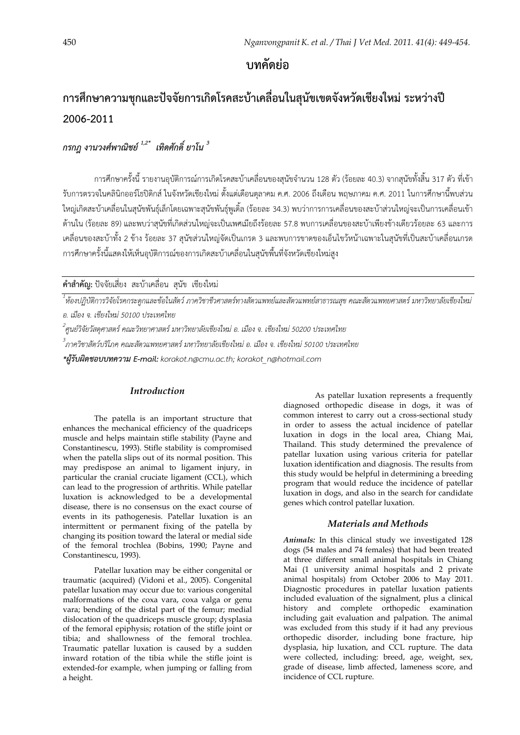# บทคัดย่อ

## การศึกษาความชุกและปัจจัยการเกิดโรคสะบ้าเคลื่อนในสุนัขเขตจังหวัดเชียงใหม่ ระหว่างปี 2006-2011

***กรกฎ งานวงศ์พาณิชย์*** [1,2*] ***เทิดศักดิ์ ยาโน*** [3]

การศึกษาครั้งนี้ รายงานอุบัติการณ์การเกิดโรคสะบ้าเคลื่อนของสุนัขจำนวน 128 ตัว (ร้อยละ 40.3) จากสุนัขทั้งสิ้น 317 ตัว ที่เข้ารับการตรวจในคลินิกออร์โธปิดิกส์ ในจังหวัดเชียงใหม่ ตั้งแต่เดือนตุลาคม ค.ศ. 2006 ถึงเดือน พฤษภาคม ค.ศ. 2011 ในการศึกษานี้พบส่วนใหญ่เกิดสะบ้าเคลื่อนในสุนัขพันธุ์เล็กโดยเฉพาะสุนัขพันธุ์พูเดิ้ล (ร้อยละ 34.3) พบว่าการการเคลื่อนของสะบ้าส่วนใหญ่จะเป็นการเคลื่อนเข้าด้านใน (ร้อยละ 89) และพบว่าสุนัขที่เกิดส่วนใหญ่จะเป็นเพศเมียถึงร้อยละ 57.8 พบการเคลื่อนของสะบ้าเพียงข้างเดียวร้อยละ 63 และการเคลื่อนของสะบ้าทั้ง 2 ข้าง ร้อยละ 37 สุนัขส่วนใหญ่จัดเป็นเกรด 3 และพบการขาดของเอ็นไขว้หน้าเฉพาะในสุนัขที่เป็นสะบ้าเคลื่อนเกรด การศึกษาครั้งนี้แสดงให้เห็นอุบัติการณ์ของการเกิดสะบ้าเคลื่อนในสุนัขพื้นที่จังหวัดเชียงใหม่สูง

**คำสำคัญ:** ปัจจัยเสี่ยง สะบ้าเคลื่อน สุนัข เชียงใหม่

*[1] ห้องปฏิบัติการวิจัยโรคกระดูกและข้อในสัตว์ ภาควิชาชีวศาสตร์ทางสัตวแพทย์และสัตวแพทย์สาธารณสุข คณะสัตวแพทยศาสตร์ มหาวิทยาลัยเชียงใหม่ อ. เมือง จ. เชียงใหม่ 50100 ประเทศไทย*

*[2] ศูนย์วิจัยวัสดุศาสตร์ คณะวิทยาศาสตร์ มหาวิทยาลัยเชียงใหม่ อ. เมือง จ. เชียงใหม่ 50200 ประเทศไทย*

*[3] ภาควิชาสัตว์บริโภค คณะสัตวแพทยศาสตร์ มหาวิทยาลัยเชียงใหม่ อ. เมือง จ. เชียงใหม่ 50100 ประเทศไทย*

***\*ผู้รับผิดชอบบทความ E-mail:** korakot.n@cmu.ac.th; korakot_n@hotmail.com*

## *Introduction*

The patella is an important structure that enhances the mechanical efficiency of the quadriceps muscle and helps maintain stifle stability (Payne and Constantinescu, 1993). Stifle stability is compromised when the patella slips out of its normal position. This may predispose an animal to ligament injury, in particular the cranial cruciate ligament (CCL), which can lead to the progression of arthritis. While patellar luxation is acknowledged to be a developmental disease, there is no consensus on the exact course of events in its pathogenesis. Patellar luxation is an intermittent or permanent fixing of the patella by changing its position toward the lateral or medial side of the femoral trochlea (Bobins, 1990; Payne and Constantinescu, 1993).

Patellar luxation may be either congenital or traumatic (acquired) (Vidoni et al., 2005). Congenital patellar luxation may occur due to: various congenital malformations of the coxa vara, coxa valga or genu vara; bending of the distal part of the femur; medial dislocation of the quadriceps muscle group; dysplasia of the femoral epiphysis; rotation of the stifle joint or tibia; and shallowness of the femoral trochlea. Traumatic patellar luxation is caused by a sudden inward rotation of the tibia while the stifle joint is extended-for example, when jumping or falling from a height.

As patellar luxation represents a frequently diagnosed orthopedic disease in dogs, it was of common interest to carry out a cross-sectional study in order to assess the actual incidence of patellar luxation in dogs in the local area, Chiang Mai, Thailand. This study determined the prevalence of patellar luxation using various criteria for patellar luxation identification and diagnosis. The results from this study would be helpful in determining a breeding program that would reduce the incidence of patellar luxation in dogs, and also in the search for candidate genes which control patellar luxation.

## *Materials and Methods*

***Animals:*** In this clinical study we investigated 128 dogs (54 males and 74 females) that had been treated at three different small animal hospitals in Chiang Mai (1 university animal hospitals and 2 private animal hospitals) from October 2006 to May 2011. Diagnostic procedures in patellar luxation patients included evaluation of the signalment, plus a clinical history and complete orthopedic examination including gait evaluation and palpation. The animal was excluded from this study if it had any previous orthopedic disorder, including bone fracture, hip dysplasia, hip luxation, and CCL rupture. The data were collected, including: breed, age, weight, sex, grade of disease, limb affected, lameness score, and incidence of CCL rupture.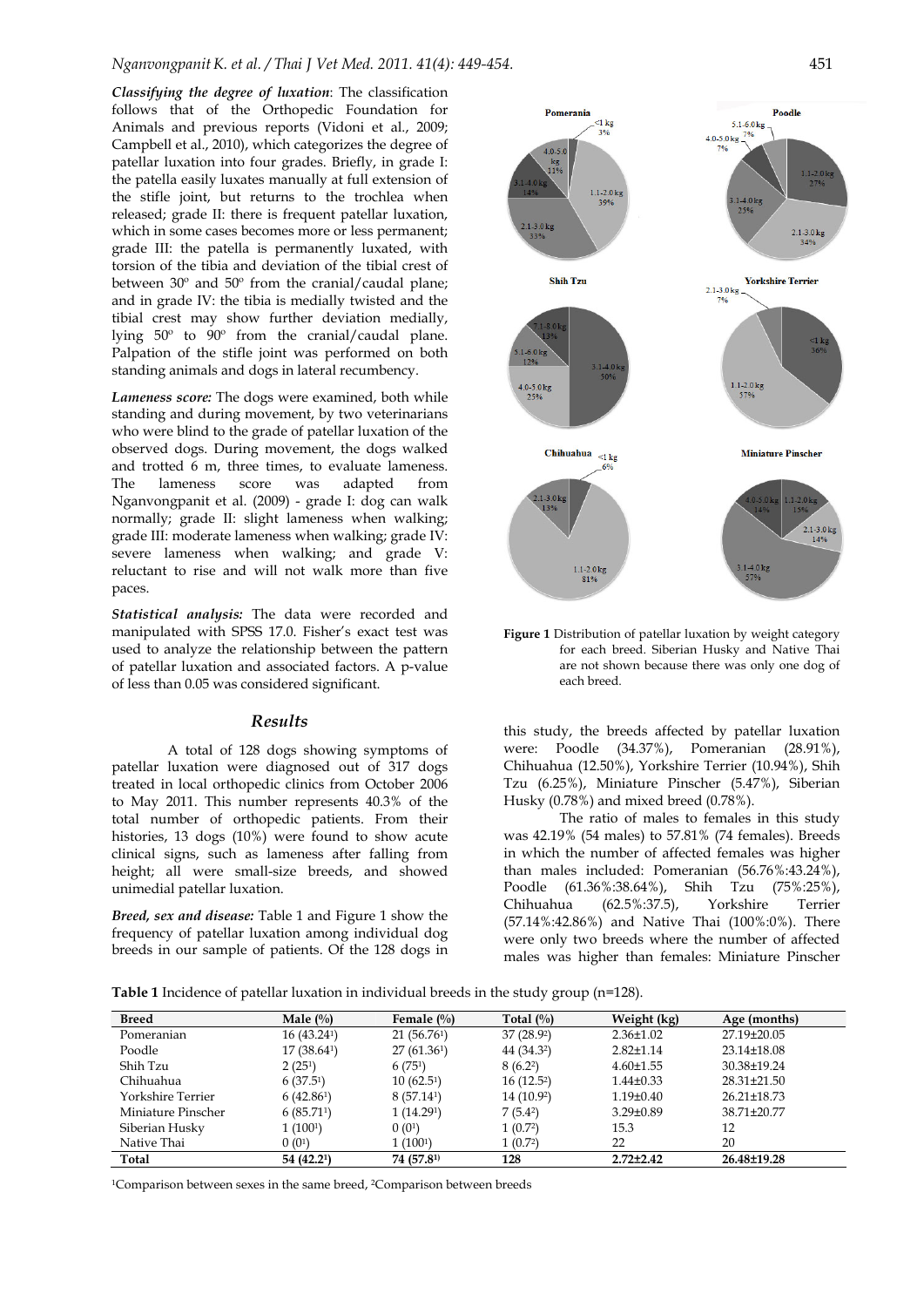***Classifying the degree of luxation***: The classification follows that of the Orthopedic Foundation for Animals and previous reports (Vidoni et al., 2009; Campbell et al., 2010), which categorizes the degree of patellar luxation into four grades. Briefly, in grade I: the patella easily luxates manually at full extension of the stifle joint, but returns to the trochlea when released; grade II: there is frequent patellar luxation, which in some cases becomes more or less permanent; grade III: the patella is permanently luxated, with torsion of the tibia and deviation of the tibial crest of between 30º and 50º from the cranial/caudal plane; and in grade IV: the tibia is medially twisted and the tibial crest may show further deviation medially, lying 50º to 90º from the cranial/caudal plane. Palpation of the stifle joint was performed on both standing animals and dogs in lateral recumbency.

***Lameness score:*** The dogs were examined, both while standing and during movement, by two veterinarians who were blind to the grade of patellar luxation of the observed dogs. During movement, the dogs walked and trotted 6 m, three times, to evaluate lameness. The lameness score was adapted from Nganvongpanit et al. (2009) - grade I: dog can walk normally; grade II: slight lameness when walking; grade III: moderate lameness when walking; grade IV: severe lameness when walking; and grade V: reluctant to rise and will not walk more than five paces.

***Statistical analysis:*** The data were recorded and manipulated with SPSS 17.0. Fisher's exact test was used to analyze the relationship between the pattern of patellar luxation and associated factors. A p-value of less than 0.05 was considered significant.

## Results

A total of 128 dogs showing symptoms of patellar luxation were diagnosed out of 317 dogs treated in local orthopedic clinics from October 2006 to May 2011. This number represents 40.3% of the total number of orthopedic patients. From their histories, 13 dogs (10%) were found to show acute clinical signs, such as lameness after falling from height; all were small-size breeds, and showed unimedial patellar luxation.

***Breed, sex and disease:*** Table 1 and Figure 1 show the frequency of patellar luxation among individual dog breeds in our sample of patients. Of the 128 dogs in this study, the breeds affected by patellar luxation were: Poodle (34.37%), Pomeranian (28.91%), Chihuahua (12.50%), Yorkshire Terrier (10.94%), Shih Tzu (6.25%), Miniature Pinscher (5.47%), Siberian Husky (0.78%) and mixed breed (0.78%).

The ratio of males to females in this study was 42.19% (54 males) to 57.81% (74 females). Breeds in which the number of affected females was higher than males included: Pomeranian (56.76%:43.24%), Poodle (61.36%:38.64%), Shih Tzu (75%:25%), Chihuahua (62.5%:37.5), Yorkshire Terrier (57.14%:42.86%) and Native Thai (100%:0%). There were only two breeds where the number of affected males was higher than females: Miniature Pinscher

**Figure 1** Distribution of patellar luxation by weight category for each breed. Siberian Husky and Native Thai are not shown because there was only one dog of each breed.

**Table 1** Incidence of patellar luxation in individual breeds in the study group (n=128).

| Breed | Male (%) | Female (%) | Total (%) | Weight (kg) | Age (months) |
|---|---|---|---|---|---|
| Pomeranian | 16 (43.24[1]) | 21 (56.76[1]) | 37 (28.9[2]) | 2.36±1.02 | 27.19±20.05 |
| Poodle | 17 (38.64[1]) | 27 (61.36[1]) | 44 (34.3[2]) | 2.82±1.14 | 23.14±18.08 |
| Shih Tzu | 2 (25[1]) | 6 (75[1]) | 8 (6.2[2]) | 4.60±1.55 | 30.38±19.24 |
| Chihuahua | 6 (37.5[1]) | 10 (62.5[1]) | 16 (12.5[2]) | 1.44±0.33 | 28.31±21.50 |
| Yorkshire Terrier | 6 (42.86[1]) | 8 (57.14[1]) | 14 (10.9[2]) | 1.19±0.40 | 26.21±18.73 |
| Miniature Pinscher | 6 (85.71[1]) | 1 (14.29[1]) | 7 (5.4[2]) | 3.29±0.89 | 38.71±20.77 |
| Siberian Husky | 1 (100[1]) | 0 (0[1]) | 1 (0.7[2]) | 15.3 | 12 |
| Native Thai | 0 (0[1]) | 1 (100[1]) | 1 (0.7[2]) | 22 | 20 |
| **Total** | **54 (42.2[1])** | **74 (57.8[1])** | **128** | **2.72±2.42** | **26.48±19.28** |

[1]Comparison between sexes in the same breed, [2]Comparison between breeds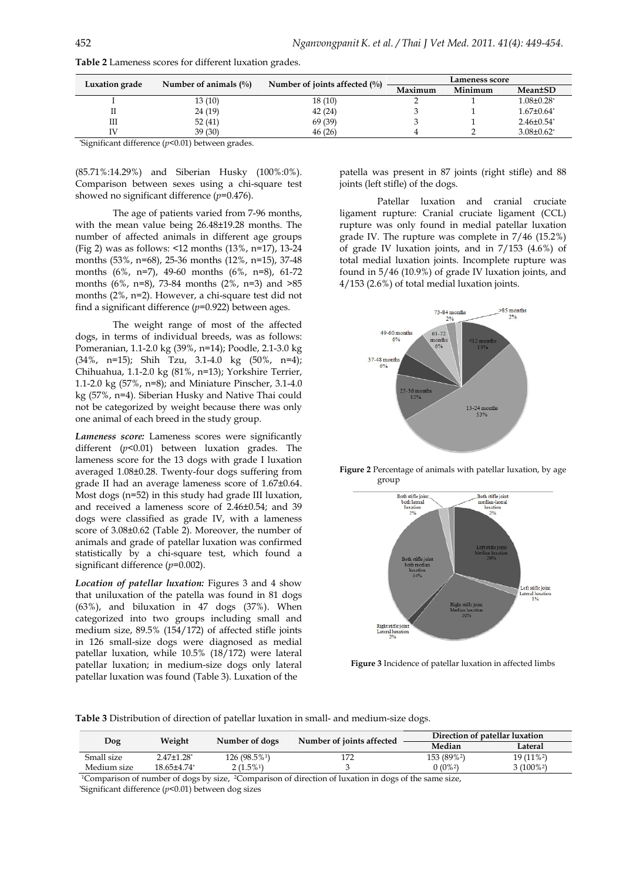**Table 2** Lameness scores for different luxation grades.

| Luxation grade | Number of animals (%) | Number of joints affected (%) | Lameness score | | |
|---|---|---|---|---|---|
| | | | Maximum | Minimum | Mean±SD |
| I | 13 (10) | 18 (10) | 2 | 1 | 1.08±0.28* |
| II | 24 (19) | 42 (24) | 3 | 1 | 1.67±0.64* |
| III | 52 (41) | 69 (39) | 3 | 1 | 2.46±0.54* |
| IV | 39 (30) | 46 (26) | 4 | 2 | 3.08±0.62* |

*Significant difference ($p$<0.01) between grades.

(85.71%:14.29%) and Siberian Husky (100%:0%). Comparison between sexes using a chi-square test showed no significant difference ($p$=0.476).

The age of patients varied from 7-96 months, with the mean value being 26.48±19.28 months. The number of affected animals in different age groups (Fig 2) was as follows: <12 months (13%, n=17), 13-24 months (53%, n=68), 25-36 months (12%, n=15), 37-48 months (6%, n=7), 49-60 months (6%, n=8), 61-72 months (6%, n=8), 73-84 months (2%, n=3) and >85 months (2%, n=2). However, a chi-square test did not find a significant difference ($p$=0.922) between ages.

The weight range of most of the affected dogs, in terms of individual breeds, was as follows: Pomeranian, 1.1-2.0 kg (39%, n=14); Poodle, 2.1-3.0 kg (34%, n=15); Shih Tzu, 3.1-4.0 kg (50%, n=4); Chihuahua, 1.1-2.0 kg (81%, n=13); Yorkshire Terrier, 1.1-2.0 kg (57%, n=8); and Miniature Pinscher, 3.1-4.0 kg (57%, n=4). Siberian Husky and Native Thai could not be categorized by weight because there was only one animal of each breed in the study group.

***Lameness score:*** Lameness scores were significantly different ($p$<0.01) between luxation grades. The lameness score for the 13 dogs with grade I luxation averaged 1.08±0.28. Twenty-four dogs suffering from grade II had an average lameness score of 1.67±0.64. Most dogs (n=52) in this study had grade III luxation, and received a lameness score of 2.46±0.54; and 39 dogs were classified as grade IV, with a lameness score of 3.08±0.62 (Table 2). Moreover, the number of animals and grade of patellar luxation was confirmed statistically by a chi-square test, which found a significant difference ($p$=0.002).

***Location of patellar luxation:*** Figures 3 and 4 show that uniluxation of the patella was found in 81 dogs (63%), and biluxation in 47 dogs (37%). When categorized into two groups including small and medium size, 89.5% (154/172) of affected stifle joints in 126 small-size dogs were diagnosed as medial patellar luxation, while 10.5% (18/172) were lateral patellar luxation; in medium-size dogs only lateral patellar luxation was found (Table 3). Luxation of the patella was present in 87 joints (right stifle) and 88 joints (left stifle) of the dogs.

Patellar luxation and cranial cruciate ligament rupture: Cranial cruciate ligament (CCL) rupture was only found in medial patellar luxation grade IV. The rupture was complete in 7/46 (15.2%) of grade IV luxation joints, and in 7/153 (4.6%) of total medial luxation joints. Incomplete rupture was found in 5/46 (10.9%) of grade IV luxation joints, and 4/153 (2.6%) of total medial luxation joints.

**Figure 2** Percentage of animals with patellar luxation, by age group

**Figure 3** Incidence of patellar luxation in affected limbs

**Table 3** Distribution of direction of patellar luxation in small- and medium-size dogs.

| Dog | Weight | Number of dogs | Number of joints affected | Direction of patellar luxation | |
|---|---|---|---|---|---|
| | | | | Median | Lateral |
| Small size | 2.47±1.28* | 126 (98.5%[1]) | 172 | 153 (89%[2]) | 19 (11%[2]) |
| Medium size | 18.65±4.74* | 2 (1.5%[1]) | 3 | 0 (0%[2]) | 3 (100%[2]) |

[1]Comparison of number of dogs by size, [2]Comparison of direction of luxation in dogs of the same size,
*Significant difference ($p$<0.01) between dog sizes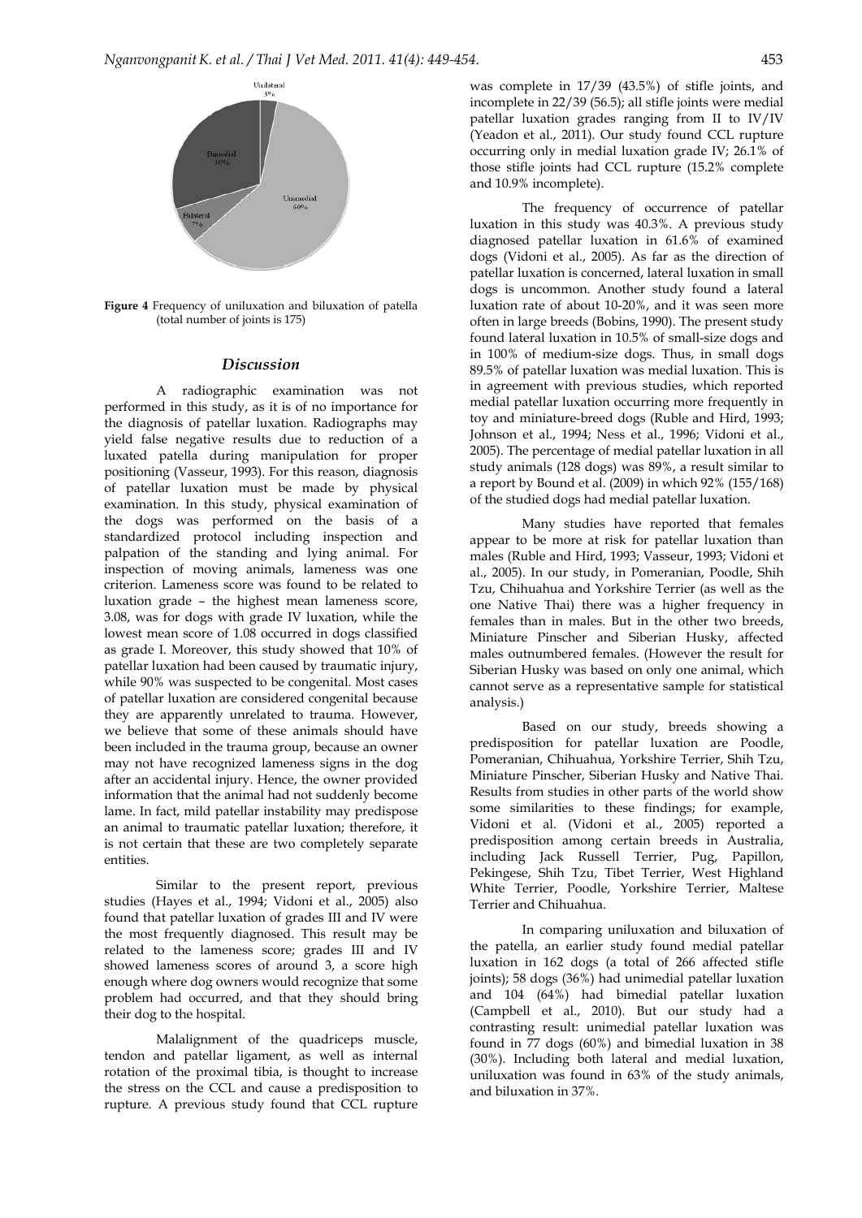**Figure 4** Frequency of uniluxation and biluxation of patella (total number of joints is 175)

## Discussion

A radiographic examination was not performed in this study, as it is of no importance for the diagnosis of patellar luxation. Radiographs may yield false negative results due to reduction of a luxated patella during manipulation for proper positioning (Vasseur, 1993). For this reason, diagnosis of patellar luxation must be made by physical examination. In this study, physical examination of the dogs was performed on the basis of a standardized protocol including inspection and palpation of the standing and lying animal. For inspection of moving animals, lameness was one criterion. Lameness score was found to be related to luxation grade – the highest mean lameness score, 3.08, was for dogs with grade IV luxation, while the lowest mean score of 1.08 occurred in dogs classified as grade I. Moreover, this study showed that 10% of patellar luxation had been caused by traumatic injury, while 90% was suspected to be congenital. Most cases of patellar luxation are considered congenital because they are apparently unrelated to trauma. However, we believe that some of these animals should have been included in the trauma group, because an owner may not have recognized lameness signs in the dog after an accidental injury. Hence, the owner provided information that the animal had not suddenly become lame. In fact, mild patellar instability may predispose an animal to traumatic patellar luxation; therefore, it is not certain that these are two completely separate entities.

Similar to the present report, previous studies (Hayes et al., 1994; Vidoni et al., 2005) also found that patellar luxation of grades III and IV were the most frequently diagnosed. This result may be related to the lameness score; grades III and IV showed lameness scores of around 3, a score high enough where dog owners would recognize that some problem had occurred, and that they should bring their dog to the hospital.

Malalignment of the quadriceps muscle, tendon and patellar ligament, as well as internal rotation of the proximal tibia, is thought to increase the stress on the CCL and cause a predisposition to rupture. A previous study found that CCL rupture was complete in 17/39 (43.5%) of stifle joints, and incomplete in 22/39 (56.5); all stifle joints were medial patellar luxation grades ranging from II to IV/IV (Yeadon et al., 2011). Our study found CCL rupture occurring only in medial luxation grade IV; 26.1% of those stifle joints had CCL rupture (15.2% complete and 10.9% incomplete).

The frequency of occurrence of patellar luxation in this study was 40.3%. A previous study diagnosed patellar luxation in 61.6% of examined dogs (Vidoni et al., 2005). As far as the direction of patellar luxation is concerned, lateral luxation in small dogs is uncommon. Another study found a lateral luxation rate of about 10-20%, and it was seen more often in large breeds (Bobins, 1990). The present study found lateral luxation in 10.5% of small-size dogs and in 100% of medium-size dogs. Thus, in small dogs 89.5% of patellar luxation was medial luxation. This is in agreement with previous studies, which reported medial patellar luxation occurring more frequently in toy and miniature-breed dogs (Ruble and Hird, 1993; Johnson et al., 1994; Ness et al., 1996; Vidoni et al., 2005). The percentage of medial patellar luxation in all study animals (128 dogs) was 89%, a result similar to a report by Bound et al. (2009) in which 92% (155/168) of the studied dogs had medial patellar luxation.

Many studies have reported that females appear to be more at risk for patellar luxation than males (Ruble and Hird, 1993; Vasseur, 1993; Vidoni et al., 2005). In our study, in Pomeranian, Poodle, Shih Tzu, Chihuahua and Yorkshire Terrier (as well as the one Native Thai) there was a higher frequency in females than in males. But in the other two breeds, Miniature Pinscher and Siberian Husky, affected males outnumbered females. (However the result for Siberian Husky was based on only one animal, which cannot serve as a representative sample for statistical analysis.)

Based on our study, breeds showing a predisposition for patellar luxation are Poodle, Pomeranian, Chihuahua, Yorkshire Terrier, Shih Tzu, Miniature Pinscher, Siberian Husky and Native Thai. Results from studies in other parts of the world show some similarities to these findings; for example, Vidoni et al. (Vidoni et al., 2005) reported a predisposition among certain breeds in Australia, including Jack Russell Terrier, Pug, Papillon, Pekingese, Shih Tzu, Tibet Terrier, West Highland White Terrier, Poodle, Yorkshire Terrier, Maltese Terrier and Chihuahua.

In comparing uniluxation and biluxation of the patella, an earlier study found medial patellar luxation in 162 dogs (a total of 266 affected stifle joints); 58 dogs (36%) had unimedial patellar luxation and 104 (64%) had bimedial patellar luxation (Campbell et al., 2010). But our study had a contrasting result: unimedial patellar luxation was found in 77 dogs (60%) and bimedial luxation in 38 (30%). Including both lateral and medial luxation, uniluxation was found in 63% of the study animals, and biluxation in 37%.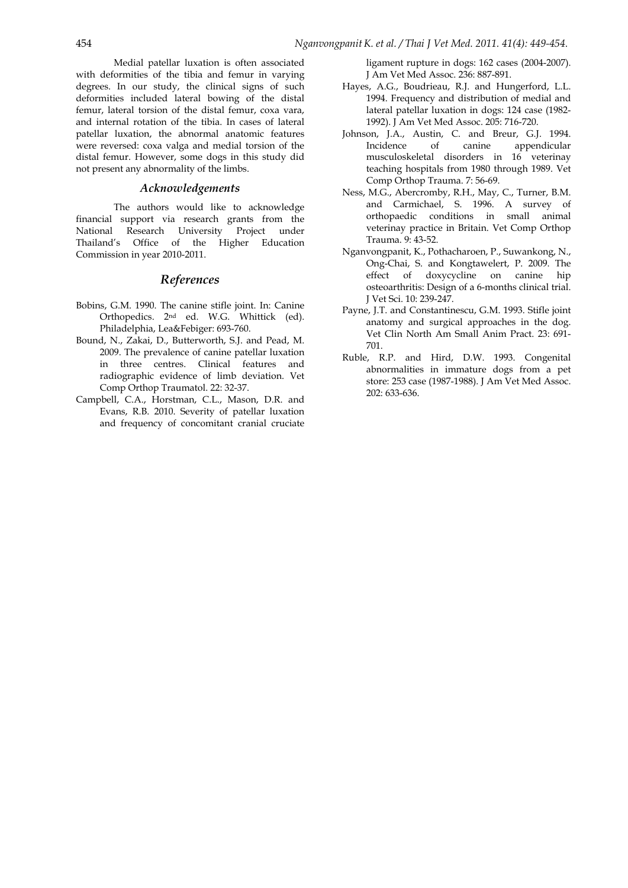Medial patellar luxation is often associated with deformities of the tibia and femur in varying degrees. In our study, the clinical signs of such deformities included lateral bowing of the distal femur, lateral torsion of the distal femur, coxa vara, and internal rotation of the tibia. In cases of lateral patellar luxation, the abnormal anatomic features were reversed: coxa valga and medial torsion of the distal femur. However, some dogs in this study did not present any abnormality of the limbs.

### *Acknowledgements*

The authors would like to acknowledge financial support via research grants from the National Research University Project under Thailand's Office of the Higher Education Commission in year 2010-2011.

## *References*

Bobins, G.M. 1990. The canine stifle joint. In: Canine Orthopedics. 2nd ed. W.G. Whittick (ed). Philadelphia, Lea&Febiger: 693-760.

Bound, N., Zakai, D., Butterworth, S.J. and Pead, M. 2009. The prevalence of canine patellar luxation in three centres. Clinical features and radiographic evidence of limb deviation. Vet Comp Orthop Traumatol. 22: 32-37.

Campbell, C.A., Horstman, C.L., Mason, D.R. and Evans, R.B. 2010. Severity of patellar luxation and frequency of concomitant cranial cruciate ligament rupture in dogs: 162 cases (2004-2007). J Am Vet Med Assoc. 236: 887-891.

Hayes, A.G., Boudrieau, R.J. and Hungerford, L.L. 1994. Frequency and distribution of medial and lateral patellar luxation in dogs: 124 case (1982-1992). J Am Vet Med Assoc. 205: 716-720.

Johnson, J.A., Austin, C. and Breur, G.J. 1994. Incidence of canine appendicular musculoskeletal disorders in 16 veterinay teaching hospitals from 1980 through 1989. Vet Comp Orthop Trauma. 7: 56-69.

Ness, M.G., Abercromby, R.H., May, C., Turner, B.M. and Carmichael, S. 1996. A survey of orthopaedic conditions in small animal veterinay practice in Britain. Vet Comp Orthop Trauma. 9: 43-52.

Nganvongpanit, K., Pothacharoen, P., Suwankong, N., Ong-Chai, S. and Kongtawelert, P. 2009. The effect of doxycycline on canine hip osteoarthritis: Design of a 6-months clinical trial. J Vet Sci. 10: 239-247.

Payne, J.T. and Constantinescu, G.M. 1993. Stifle joint anatomy and surgical approaches in the dog. Vet Clin North Am Small Anim Pract. 23: 691-701.

Ruble, R.P. and Hird, D.W. 1993. Congenital abnormalities in immature dogs from a pet store: 253 case (1987-1988). J Am Vet Med Assoc. 202: 633-636.